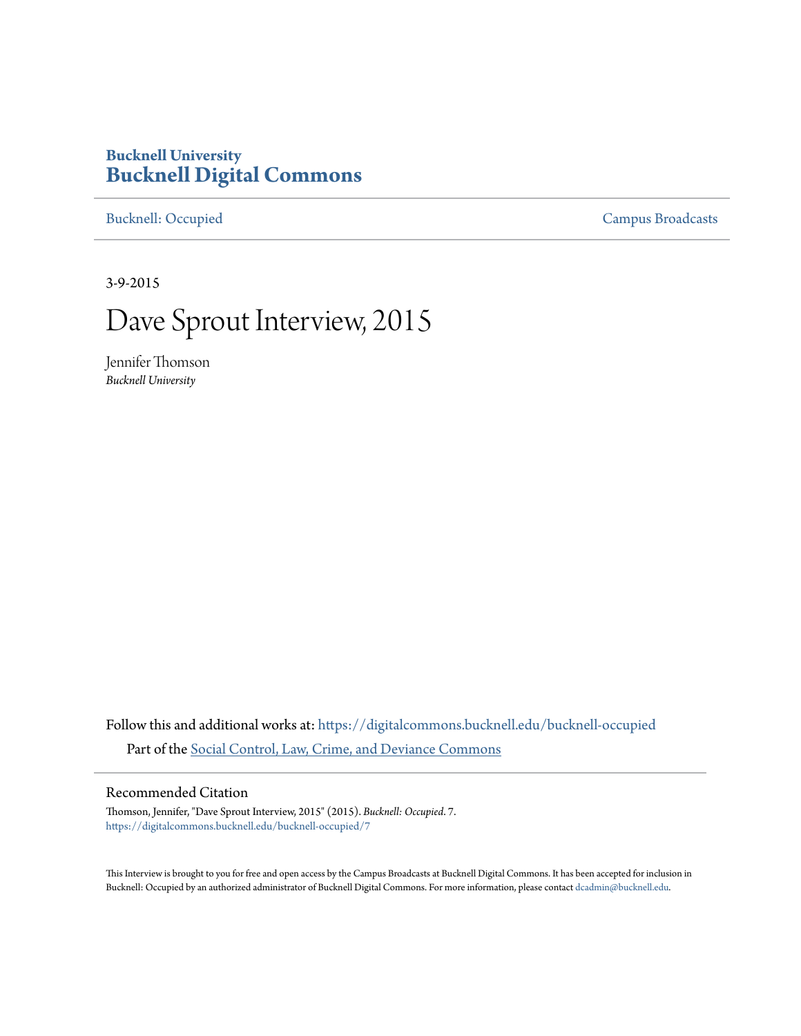**Bucknell University**
# Bucknell Digital Commons

Bucknell: Occupied | Campus Broadcasts

3-9-2015

# Dave Sprout Interview, 2015

Jennifer Thomson
*Bucknell University*

Follow this and additional works at: https://digitalcommons.bucknell.edu/bucknell-occupied

Part of the Social Control, Law, Crime, and Deviance Commons

## Recommended Citation

Thomson, Jennifer, "Dave Sprout Interview, 2015" (2015). *Bucknell: Occupied*. 7.
https://digitalcommons.bucknell.edu/bucknell-occupied/7

This Interview is brought to you for free and open access by the Campus Broadcasts at Bucknell Digital Commons. It has been accepted for inclusion in Bucknell: Occupied by an authorized administrator of Bucknell Digital Commons. For more information, please contact dcadmin@bucknell.edu.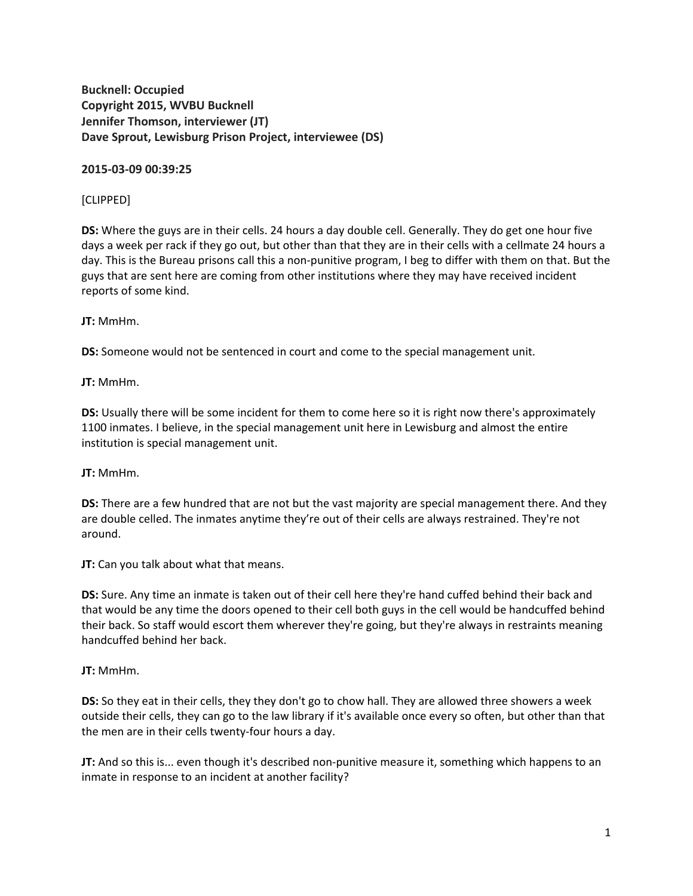**Bucknell: Occupied**
**Copyright 2015, WVBU Bucknell**
**Jennifer Thomson, interviewer (JT)**
**Dave Sprout, Lewisburg Prison Project, interviewee (DS)**

**2015-03-09 00:39:25**

[CLIPPED]

**DS:** Where the guys are in their cells. 24 hours a day double cell. Generally. They do get one hour five days a week per rack if they go out, but other than that they are in their cells with a cellmate 24 hours a day. This is the Bureau prisons call this a non-punitive program, I beg to differ with them on that. But the guys that are sent here are coming from other institutions where they may have received incident reports of some kind.

**JT:** MmHm.

**DS:** Someone would not be sentenced in court and come to the special management unit.

**JT:** MmHm.

**DS:** Usually there will be some incident for them to come here so it is right now there's approximately 1100 inmates. I believe, in the special management unit here in Lewisburg and almost the entire institution is special management unit.

**JT:** MmHm.

**DS:** There are a few hundred that are not but the vast majority are special management there. And they are double celled. The inmates anytime they're out of their cells are always restrained. They're not around.

**JT:** Can you talk about what that means.

**DS:** Sure. Any time an inmate is taken out of their cell here they're hand cuffed behind their back and that would be any time the doors opened to their cell both guys in the cell would be handcuffed behind their back. So staff would escort them wherever they're going, but they're always in restraints meaning handcuffed behind her back.

**JT:** MmHm.

**DS:** So they eat in their cells, they they don't go to chow hall. They are allowed three showers a week outside their cells, they can go to the law library if it's available once every so often, but other than that the men are in their cells twenty-four hours a day.

**JT:** And so this is... even though it's described non-punitive measure it, something which happens to an inmate in response to an incident at another facility?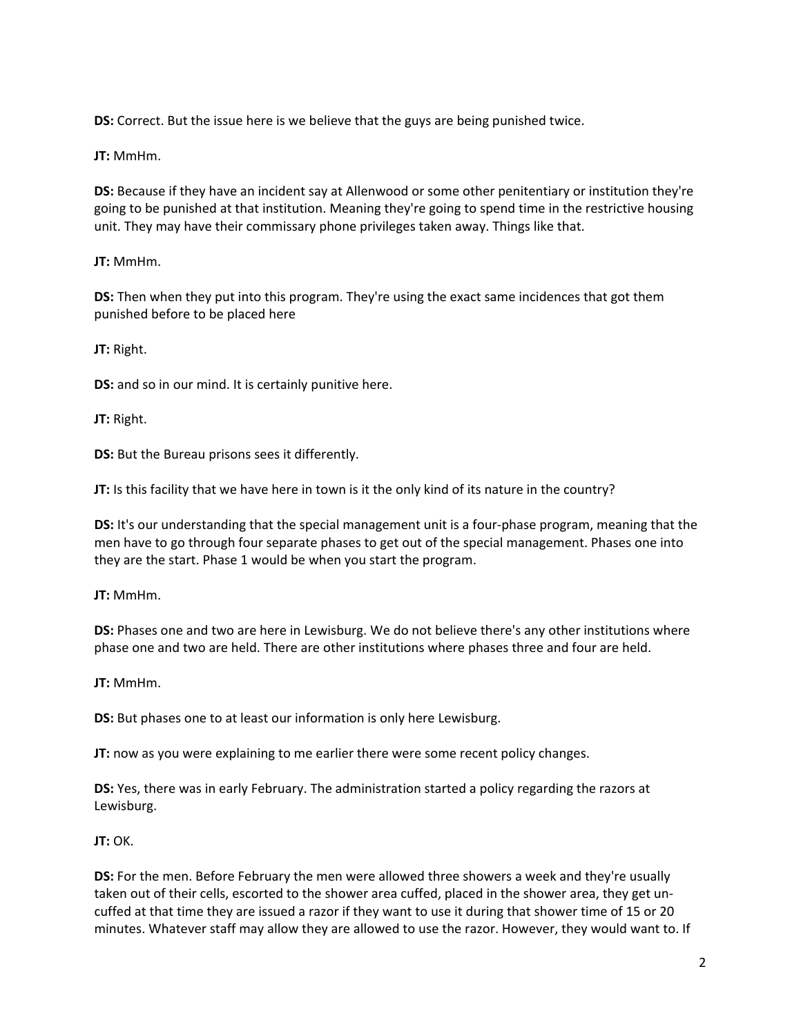**DS:** Correct. But the issue here is we believe that the guys are being punished twice.

**JT:** MmHm.

**DS:** Because if they have an incident say at Allenwood or some other penitentiary or institution they're going to be punished at that institution. Meaning they're going to spend time in the restrictive housing unit. They may have their commissary phone privileges taken away. Things like that.

**JT:** MmHm.

**DS:** Then when they put into this program. They're using the exact same incidences that got them punished before to be placed here

**JT:** Right.

**DS:** and so in our mind. It is certainly punitive here.

**JT:** Right.

**DS:** But the Bureau prisons sees it differently.

**JT:** Is this facility that we have here in town is it the only kind of its nature in the country?

**DS:** It's our understanding that the special management unit is a four-phase program, meaning that the men have to go through four separate phases to get out of the special management. Phases one into they are the start. Phase 1 would be when you start the program.

**JT:** MmHm.

**DS:** Phases one and two are here in Lewisburg. We do not believe there's any other institutions where phase one and two are held. There are other institutions where phases three and four are held.

**JT:** MmHm.

**DS:** But phases one to at least our information is only here Lewisburg.

**JT:** now as you were explaining to me earlier there were some recent policy changes.

**DS:** Yes, there was in early February. The administration started a policy regarding the razors at Lewisburg.

**JT:** OK.

**DS:** For the men. Before February the men were allowed three showers a week and they're usually taken out of their cells, escorted to the shower area cuffed, placed in the shower area, they get un-cuffed at that time they are issued a razor if they want to use it during that shower time of 15 or 20 minutes. Whatever staff may allow they are allowed to use the razor. However, they would want to. If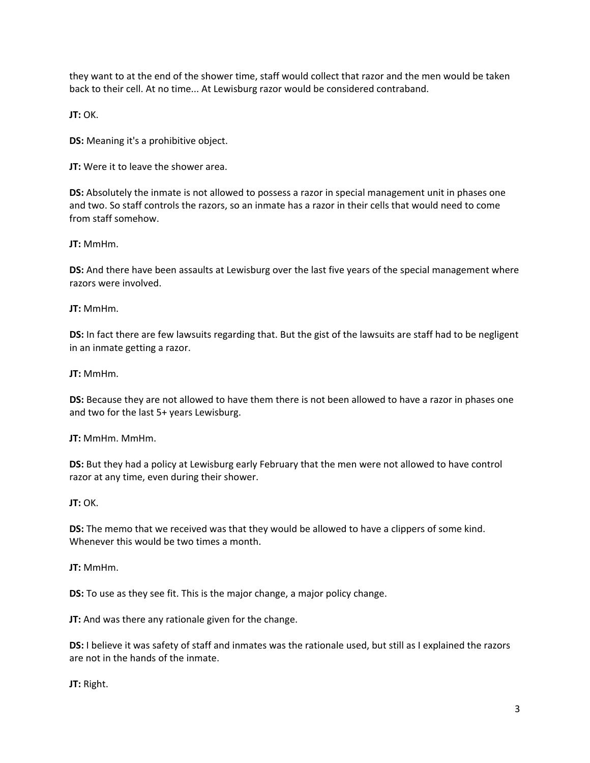they want to at the end of the shower time, staff would collect that razor and the men would be taken back to their cell. At no time... At Lewisburg razor would be considered contraband.

**JT:** OK.

**DS:** Meaning it's a prohibitive object.

**JT:** Were it to leave the shower area.

**DS:** Absolutely the inmate is not allowed to possess a razor in special management unit in phases one and two. So staff controls the razors, so an inmate has a razor in their cells that would need to come from staff somehow.

**JT:** MmHm.

**DS:** And there have been assaults at Lewisburg over the last five years of the special management where razors were involved.

**JT:** MmHm.

**DS:** In fact there are few lawsuits regarding that. But the gist of the lawsuits are staff had to be negligent in an inmate getting a razor.

**JT:** MmHm.

**DS:** Because they are not allowed to have them there is not been allowed to have a razor in phases one and two for the last 5+ years Lewisburg.

**JT:** MmHm. MmHm.

**DS:** But they had a policy at Lewisburg early February that the men were not allowed to have control razor at any time, even during their shower.

**JT:** OK.

**DS:** The memo that we received was that they would be allowed to have a clippers of some kind. Whenever this would be two times a month.

**JT:** MmHm.

**DS:** To use as they see fit. This is the major change, a major policy change.

**JT:** And was there any rationale given for the change.

**DS:** I believe it was safety of staff and inmates was the rationale used, but still as I explained the razors are not in the hands of the inmate.

**JT:** Right.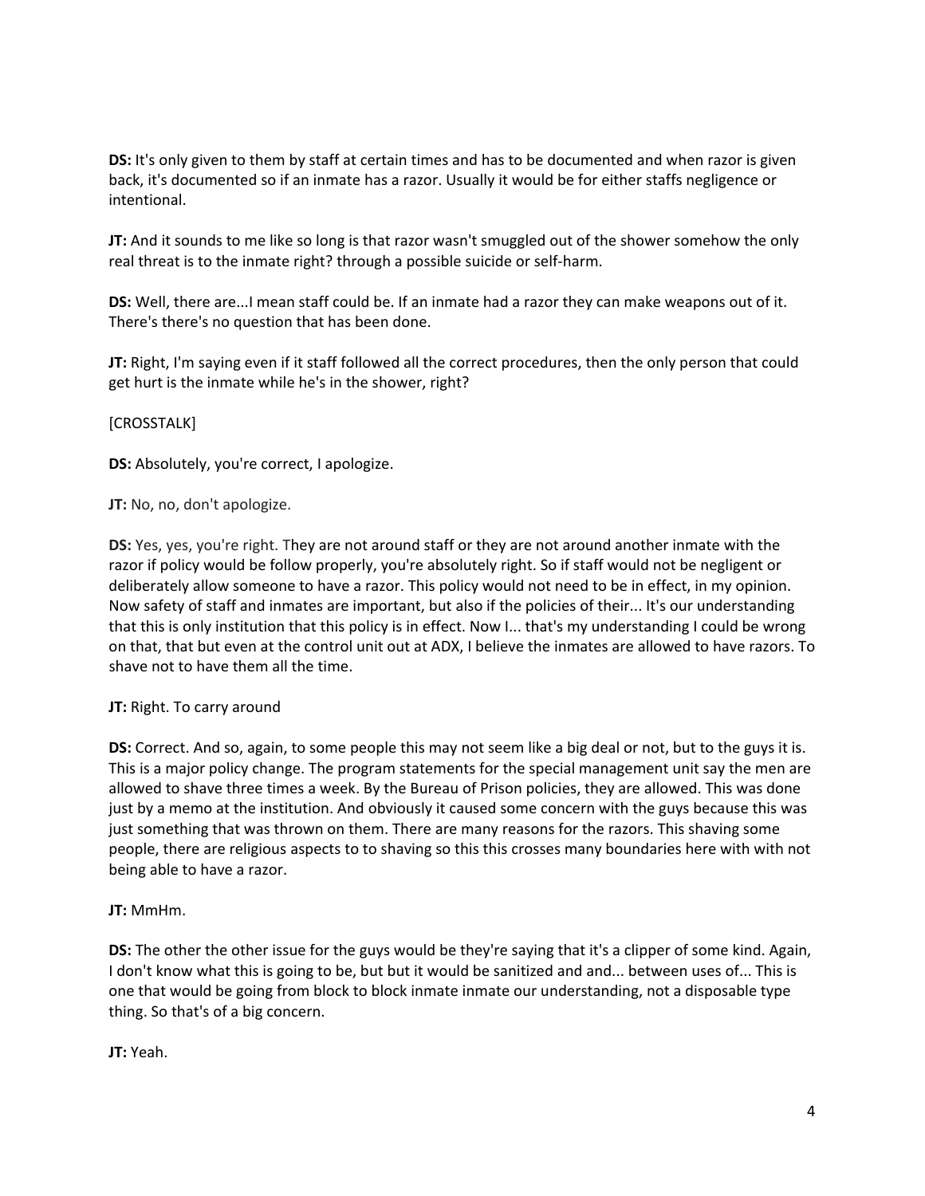**DS:** It's only given to them by staff at certain times and has to be documented and when razor is given back, it's documented so if an inmate has a razor. Usually it would be for either staffs negligence or intentional.

**JT:** And it sounds to me like so long is that razor wasn't smuggled out of the shower somehow the only real threat is to the inmate right? through a possible suicide or self-harm.

**DS:** Well, there are...I mean staff could be. If an inmate had a razor they can make weapons out of it. There's there's no question that has been done.

**JT:** Right, I'm saying even if it staff followed all the correct procedures, then the only person that could get hurt is the inmate while he's in the shower, right?

[CROSSTALK]

**DS:** Absolutely, you're correct, I apologize.

**JT:** No, no, don't apologize.

**DS:** Yes, yes, you're right. They are not around staff or they are not around another inmate with the razor if policy would be follow properly, you're absolutely right. So if staff would not be negligent or deliberately allow someone to have a razor. This policy would not need to be in effect, in my opinion. Now safety of staff and inmates are important, but also if the policies of their... It's our understanding that this is only institution that this policy is in effect. Now I... that's my understanding I could be wrong on that, that but even at the control unit out at ADX, I believe the inmates are allowed to have razors. To shave not to have them all the time.

**JT:** Right. To carry around

**DS:** Correct. And so, again, to some people this may not seem like a big deal or not, but to the guys it is. This is a major policy change. The program statements for the special management unit say the men are allowed to shave three times a week. By the Bureau of Prison policies, they are allowed. This was done just by a memo at the institution. And obviously it caused some concern with the guys because this was just something that was thrown on them. There are many reasons for the razors. This shaving some people, there are religious aspects to to shaving so this this crosses many boundaries here with with not being able to have a razor.

**JT:** MmHm.

**DS:** The other the other issue for the guys would be they're saying that it's a clipper of some kind. Again, I don't know what this is going to be, but but it would be sanitized and and... between uses of... This is one that would be going from block to block inmate inmate our understanding, not a disposable type thing. So that's of a big concern.

**JT:** Yeah.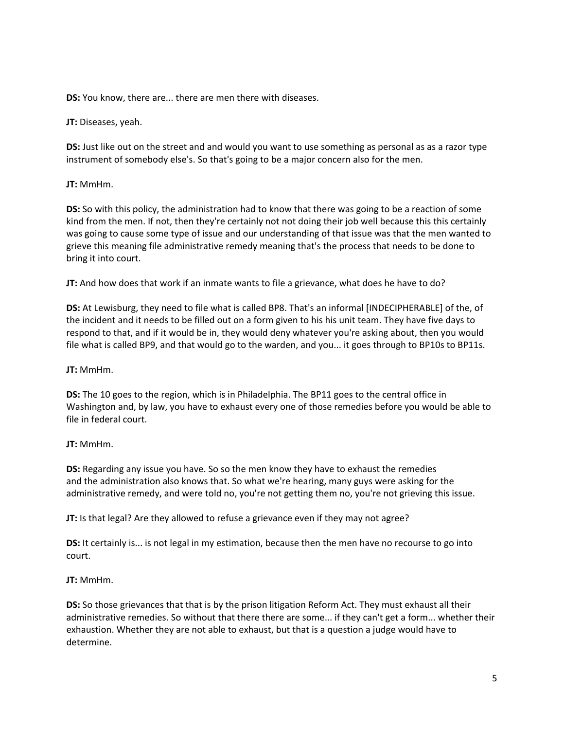**DS:** You know, there are... there are men there with diseases.

**JT:** Diseases, yeah.

**DS:** Just like out on the street and and would you want to use something as personal as as a razor type instrument of somebody else's. So that's going to be a major concern also for the men.

**JT:** MmHm.

**DS:** So with this policy, the administration had to know that there was going to be a reaction of some kind from the men. If not, then they're certainly not not doing their job well because this this certainly was going to cause some type of issue and our understanding of that issue was that the men wanted to grieve this meaning file administrative remedy meaning that's the process that needs to be done to bring it into court.

**JT:** And how does that work if an inmate wants to file a grievance, what does he have to do?

**DS:** At Lewisburg, they need to file what is called BP8. That's an informal [INDECIPHERABLE] of the, of the incident and it needs to be filled out on a form given to his his unit team. They have five days to respond to that, and if it would be in, they would deny whatever you're asking about, then you would file what is called BP9, and that would go to the warden, and you... it goes through to BP10s to BP11s.

**JT:** MmHm.

**DS:** The 10 goes to the region, which is in Philadelphia. The BP11 goes to the central office in Washington and, by law, you have to exhaust every one of those remedies before you would be able to file in federal court.

**JT:** MmHm.

**DS:** Regarding any issue you have. So so the men know they have to exhaust the remedies and the administration also knows that. So what we're hearing, many guys were asking for the administrative remedy, and were told no, you're not getting them no, you're not grieving this issue.

**JT:** Is that legal? Are they allowed to refuse a grievance even if they may not agree?

**DS:** It certainly is... is not legal in my estimation, because then the men have no recourse to go into court.

**JT:** MmHm.

**DS:** So those grievances that that is by the prison litigation Reform Act. They must exhaust all their administrative remedies. So without that there there are some... if they can't get a form... whether their exhaustion. Whether they are not able to exhaust, but that is a question a judge would have to determine.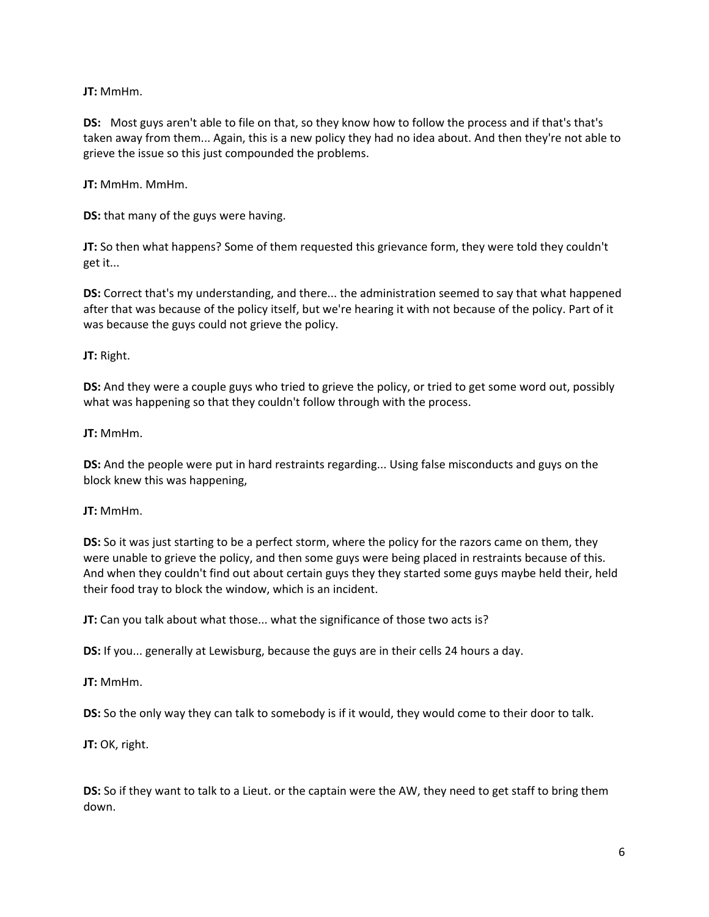**JT:** MmHm.

**DS:** Most guys aren't able to file on that, so they know how to follow the process and if that's that's taken away from them... Again, this is a new policy they had no idea about. And then they're not able to grieve the issue so this just compounded the problems.

**JT:** MmHm. MmHm.

**DS:** that many of the guys were having.

**JT:** So then what happens? Some of them requested this grievance form, they were told they couldn't get it...

**DS:** Correct that's my understanding, and there... the administration seemed to say that what happened after that was because of the policy itself, but we're hearing it with not because of the policy. Part of it was because the guys could not grieve the policy.

**JT:** Right.

**DS:** And they were a couple guys who tried to grieve the policy, or tried to get some word out, possibly what was happening so that they couldn't follow through with the process.

**JT:** MmHm.

**DS:** And the people were put in hard restraints regarding... Using false misconducts and guys on the block knew this was happening,

**JT:** MmHm.

**DS:** So it was just starting to be a perfect storm, where the policy for the razors came on them, they were unable to grieve the policy, and then some guys were being placed in restraints because of this. And when they couldn't find out about certain guys they they started some guys maybe held their, held their food tray to block the window, which is an incident.

**JT:** Can you talk about what those... what the significance of those two acts is?

**DS:** If you... generally at Lewisburg, because the guys are in their cells 24 hours a day.

**JT:** MmHm.

**DS:** So the only way they can talk to somebody is if it would, they would come to their door to talk.

**JT:** OK, right.

**DS:** So if they want to talk to a Lieut. or the captain were the AW, they need to get staff to bring them down.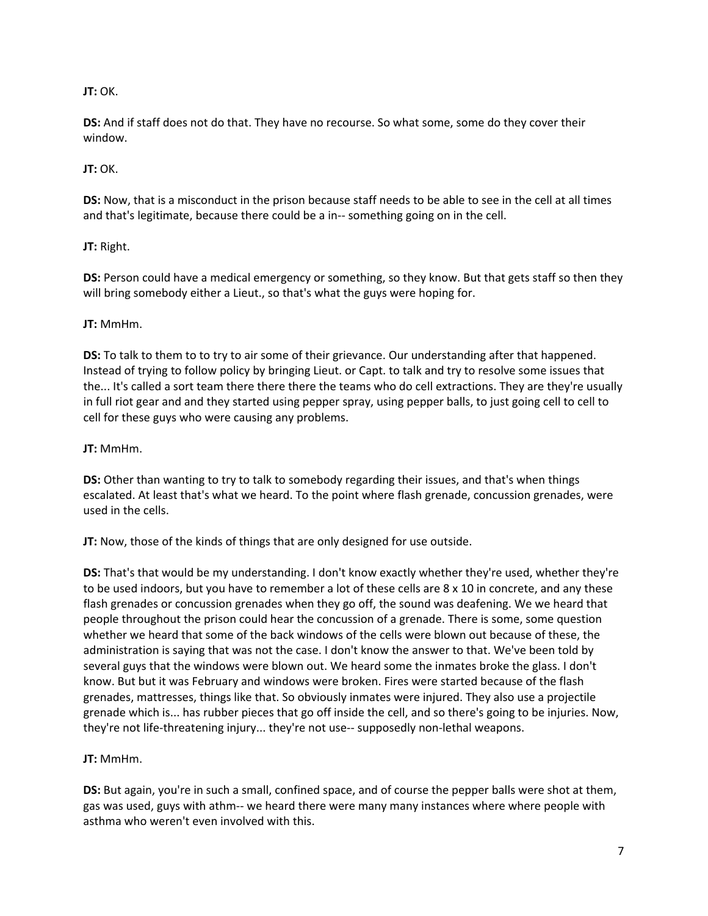**JT:** OK.

**DS:** And if staff does not do that. They have no recourse. So what some, some do they cover their window.

**JT:** OK.

**DS:** Now, that is a misconduct in the prison because staff needs to be able to see in the cell at all times and that's legitimate, because there could be a in-- something going on in the cell.

**JT:** Right.

**DS:** Person could have a medical emergency or something, so they know. But that gets staff so then they will bring somebody either a Lieut., so that's what the guys were hoping for.

**JT:** MmHm.

**DS:** To talk to them to to try to air some of their grievance. Our understanding after that happened. Instead of trying to follow policy by bringing Lieut. or Capt. to talk and try to resolve some issues that the... It's called a sort team there there there the teams who do cell extractions. They are they're usually in full riot gear and and they started using pepper spray, using pepper balls, to just going cell to cell to cell for these guys who were causing any problems.

**JT:** MmHm.

**DS:** Other than wanting to try to talk to somebody regarding their issues, and that's when things escalated. At least that's what we heard. To the point where flash grenade, concussion grenades, were used in the cells.

**JT:** Now, those of the kinds of things that are only designed for use outside.

**DS:** That's that would be my understanding. I don't know exactly whether they're used, whether they're to be used indoors, but you have to remember a lot of these cells are 8 x 10 in concrete, and any these flash grenades or concussion grenades when they go off, the sound was deafening. We we heard that people throughout the prison could hear the concussion of a grenade. There is some, some question whether we heard that some of the back windows of the cells were blown out because of these, the administration is saying that was not the case. I don't know the answer to that. We've been told by several guys that the windows were blown out. We heard some the inmates broke the glass. I don't know. But but it was February and windows were broken. Fires were started because of the flash grenades, mattresses, things like that. So obviously inmates were injured. They also use a projectile grenade which is... has rubber pieces that go off inside the cell, and so there's going to be injuries. Now, they're not life-threatening injury... they're not use-- supposedly non-lethal weapons.

**JT:** MmHm.

**DS:** But again, you're in such a small, confined space, and of course the pepper balls were shot at them, gas was used, guys with athm-- we heard there were many many instances where where people with asthma who weren't even involved with this.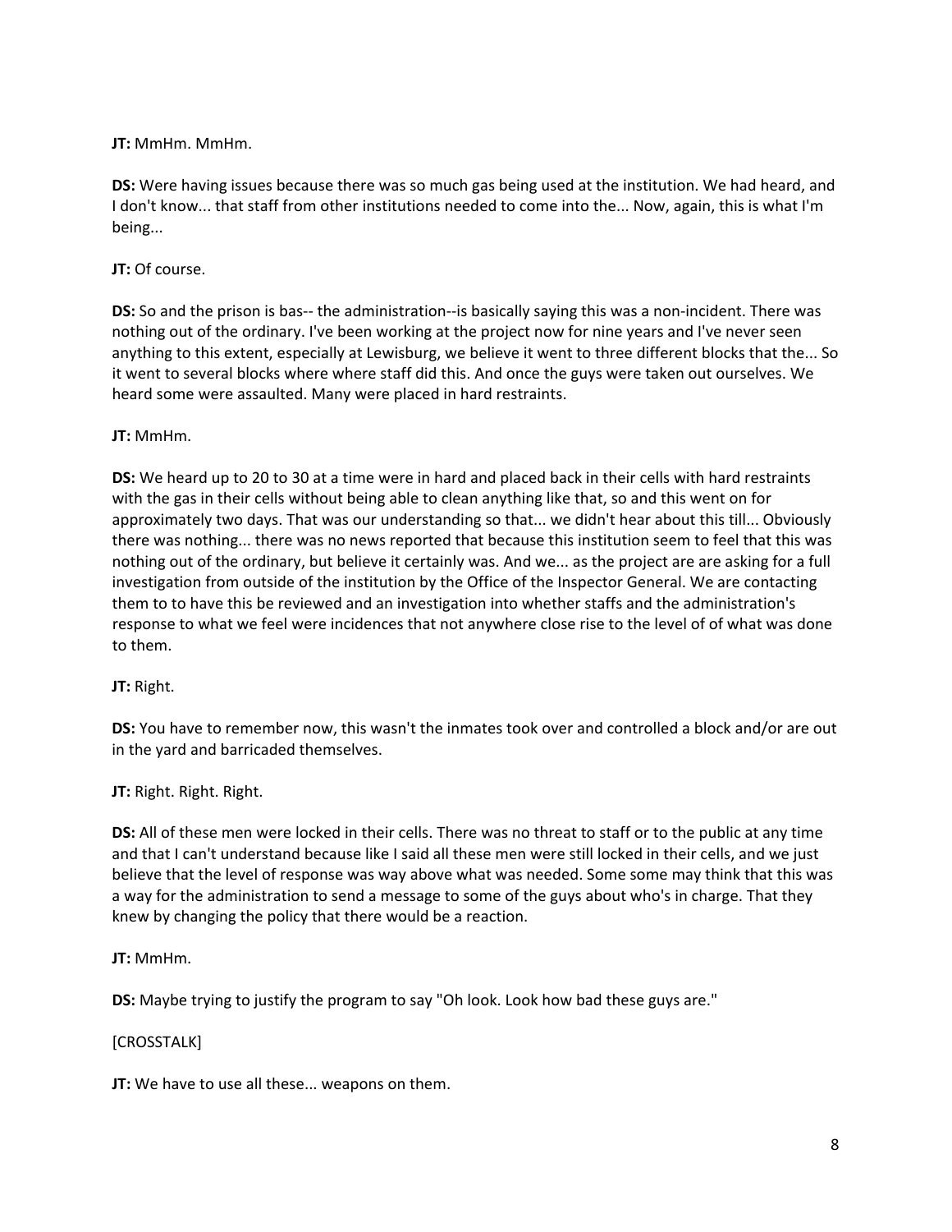**JT:** MmHm. MmHm.

**DS:** Were having issues because there was so much gas being used at the institution. We had heard, and I don't know... that staff from other institutions needed to come into the... Now, again, this is what I'm being...

**JT:** Of course.

**DS:** So and the prison is bas-- the administration--is basically saying this was a non-incident. There was nothing out of the ordinary. I've been working at the project now for nine years and I've never seen anything to this extent, especially at Lewisburg, we believe it went to three different blocks that the... So it went to several blocks where where staff did this. And once the guys were taken out ourselves. We heard some were assaulted. Many were placed in hard restraints.

**JT:** MmHm.

**DS:** We heard up to 20 to 30 at a time were in hard and placed back in their cells with hard restraints with the gas in their cells without being able to clean anything like that, so and this went on for approximately two days. That was our understanding so that... we didn't hear about this till... Obviously there was nothing... there was no news reported that because this institution seem to feel that this was nothing out of the ordinary, but believe it certainly was. And we... as the project are are asking for a full investigation from outside of the institution by the Office of the Inspector General. We are contacting them to to have this be reviewed and an investigation into whether staffs and the administration's response to what we feel were incidences that not anywhere close rise to the level of of what was done to them.

**JT:** Right.

**DS:** You have to remember now, this wasn't the inmates took over and controlled a block and/or are out in the yard and barricaded themselves.

**JT:** Right. Right. Right.

**DS:** All of these men were locked in their cells. There was no threat to staff or to the public at any time and that I can't understand because like I said all these men were still locked in their cells, and we just believe that the level of response was way above what was needed. Some some may think that this was a way for the administration to send a message to some of the guys about who's in charge. That they knew by changing the policy that there would be a reaction.

**JT:** MmHm.

**DS:** Maybe trying to justify the program to say "Oh look. Look how bad these guys are."

[CROSSTALK]

**JT:** We have to use all these... weapons on them.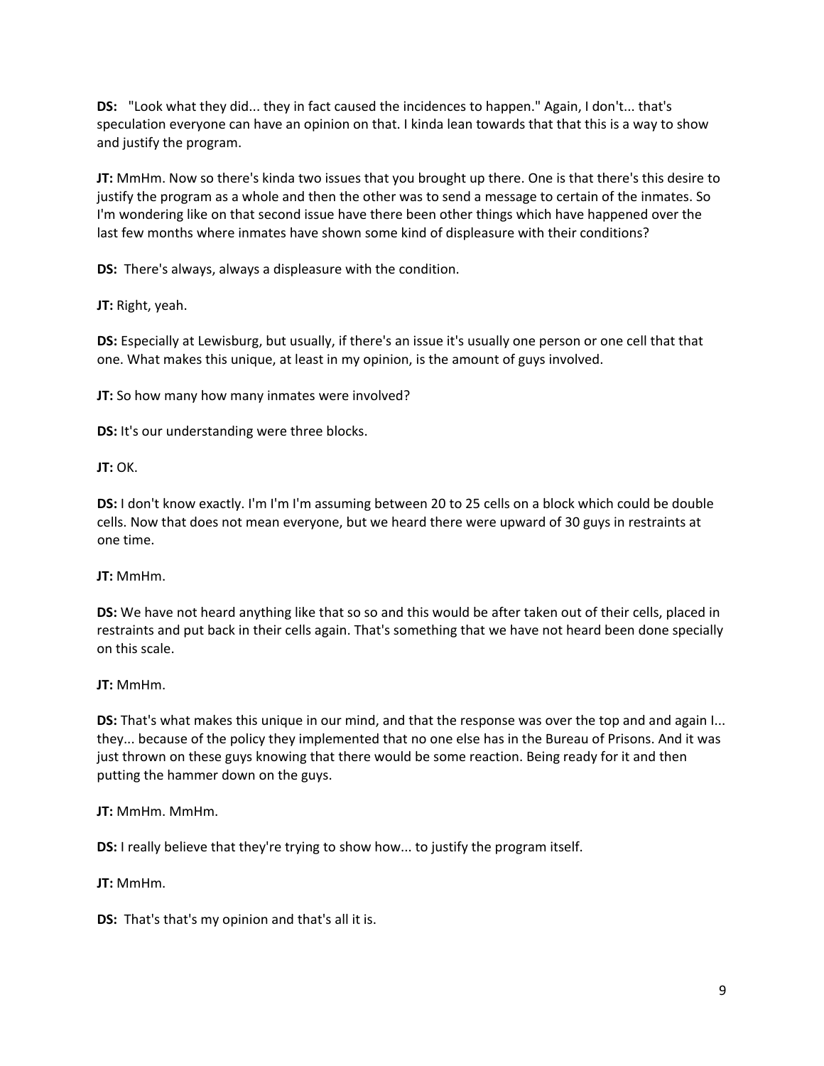**DS:** "Look what they did... they in fact caused the incidences to happen." Again, I don't... that's speculation everyone can have an opinion on that. I kinda lean towards that that this is a way to show and justify the program.

**JT:** MmHm. Now so there's kinda two issues that you brought up there. One is that there's this desire to justify the program as a whole and then the other was to send a message to certain of the inmates. So I'm wondering like on that second issue have there been other things which have happened over the last few months where inmates have shown some kind of displeasure with their conditions?

**DS:** There's always, always a displeasure with the condition.

**JT:** Right, yeah.

**DS:** Especially at Lewisburg, but usually, if there's an issue it's usually one person or one cell that that one. What makes this unique, at least in my opinion, is the amount of guys involved.

**JT:** So how many how many inmates were involved?

**DS:** It's our understanding were three blocks.

**JT:** OK.

**DS:** I don't know exactly. I'm I'm I'm assuming between 20 to 25 cells on a block which could be double cells. Now that does not mean everyone, but we heard there were upward of 30 guys in restraints at one time.

**JT:** MmHm.

**DS:** We have not heard anything like that so so and this would be after taken out of their cells, placed in restraints and put back in their cells again. That's something that we have not heard been done specially on this scale.

**JT:** MmHm.

**DS:** That's what makes this unique in our mind, and that the response was over the top and and again I... they... because of the policy they implemented that no one else has in the Bureau of Prisons. And it was just thrown on these guys knowing that there would be some reaction. Being ready for it and then putting the hammer down on the guys.

**JT:** MmHm. MmHm.

**DS:** I really believe that they're trying to show how... to justify the program itself.

**JT:** MmHm.

**DS:** That's that's my opinion and that's all it is.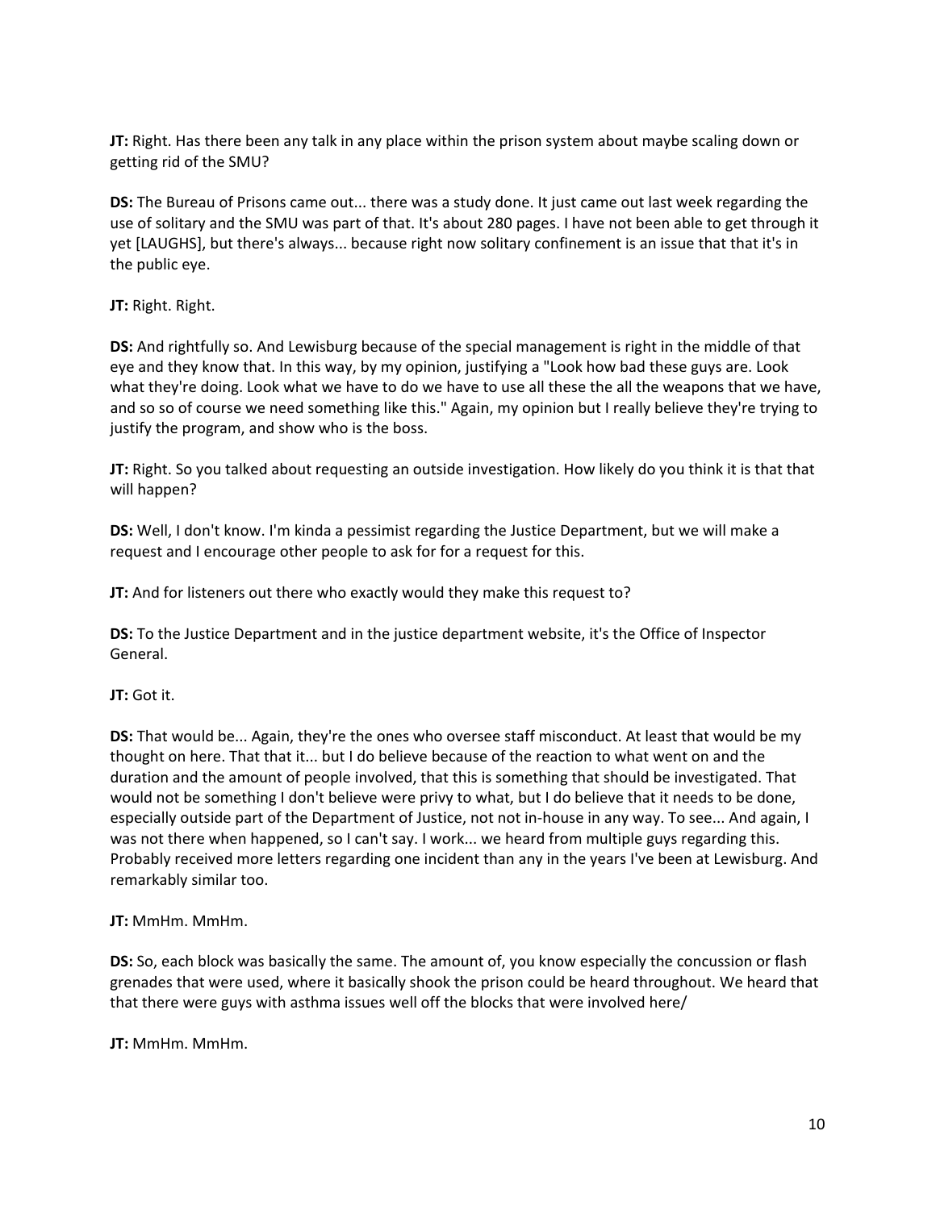**JT:** Right. Has there been any talk in any place within the prison system about maybe scaling down or getting rid of the SMU?

**DS:** The Bureau of Prisons came out... there was a study done. It just came out last week regarding the use of solitary and the SMU was part of that. It's about 280 pages. I have not been able to get through it yet [LAUGHS], but there's always... because right now solitary confinement is an issue that that it's in the public eye.

**JT:** Right. Right.

**DS:** And rightfully so. And Lewisburg because of the special management is right in the middle of that eye and they know that. In this way, by my opinion, justifying a "Look how bad these guys are. Look what they're doing. Look what we have to do we have to use all these the all the weapons that we have, and so so of course we need something like this." Again, my opinion but I really believe they're trying to justify the program, and show who is the boss.

**JT:** Right. So you talked about requesting an outside investigation. How likely do you think it is that that will happen?

**DS:** Well, I don't know. I'm kinda a pessimist regarding the Justice Department, but we will make a request and I encourage other people to ask for for a request for this.

**JT:** And for listeners out there who exactly would they make this request to?

**DS:** To the Justice Department and in the justice department website, it's the Office of Inspector General.

**JT:** Got it.

**DS:** That would be... Again, they're the ones who oversee staff misconduct. At least that would be my thought on here. That that it... but I do believe because of the reaction to what went on and the duration and the amount of people involved, that this is something that should be investigated. That would not be something I don't believe were privy to what, but I do believe that it needs to be done, especially outside part of the Department of Justice, not not in-house in any way. To see... And again, I was not there when happened, so I can't say. I work... we heard from multiple guys regarding this. Probably received more letters regarding one incident than any in the years I've been at Lewisburg. And remarkably similar too.

**JT:** MmHm. MmHm.

**DS:** So, each block was basically the same. The amount of, you know especially the concussion or flash grenades that were used, where it basically shook the prison could be heard throughout. We heard that that there were guys with asthma issues well off the blocks that were involved here/

**JT:** MmHm. MmHm.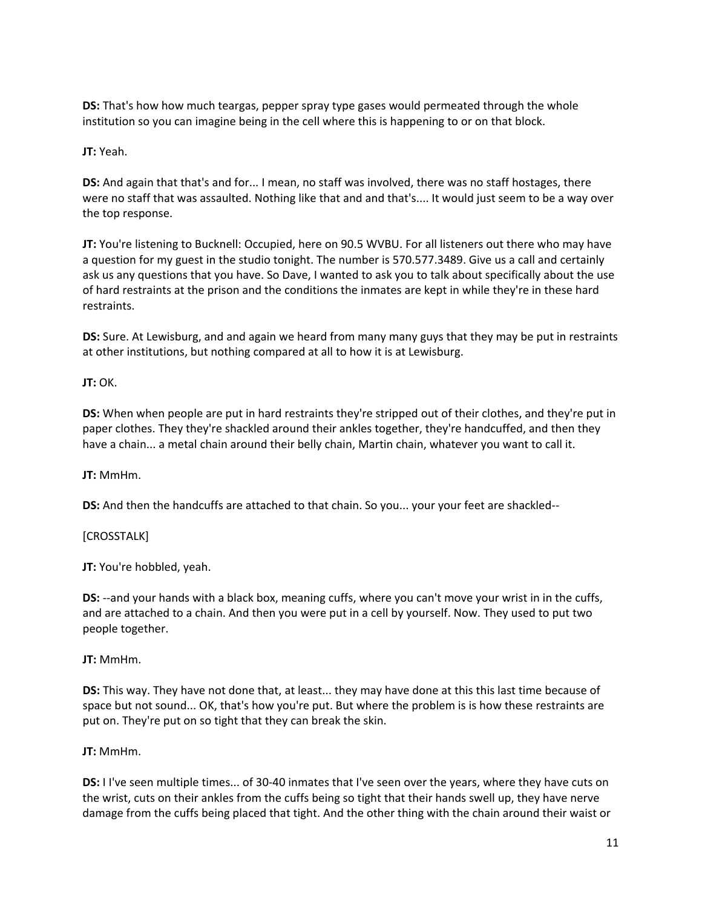**DS:** That's how how much teargas, pepper spray type gases would permeated through the whole institution so you can imagine being in the cell where this is happening to or on that block.

**JT:** Yeah.

**DS:** And again that that's and for... I mean, no staff was involved, there was no staff hostages, there were no staff that was assaulted. Nothing like that and and that's.... It would just seem to be a way over the top response.

**JT:** You're listening to Bucknell: Occupied, here on 90.5 WVBU. For all listeners out there who may have a question for my guest in the studio tonight. The number is 570.577.3489. Give us a call and certainly ask us any questions that you have. So Dave, I wanted to ask you to talk about specifically about the use of hard restraints at the prison and the conditions the inmates are kept in while they're in these hard restraints.

**DS:** Sure. At Lewisburg, and and again we heard from many many guys that they may be put in restraints at other institutions, but nothing compared at all to how it is at Lewisburg.

**JT:** OK.

**DS:** When when people are put in hard restraints they're stripped out of their clothes, and they're put in paper clothes. They they're shackled around their ankles together, they're handcuffed, and then they have a chain... a metal chain around their belly chain, Martin chain, whatever you want to call it.

**JT:** MmHm.

**DS:** And then the handcuffs are attached to that chain. So you... your your feet are shackled--

[CROSSTALK]

**JT:** You're hobbled, yeah.

**DS:** --and your hands with a black box, meaning cuffs, where you can't move your wrist in in the cuffs, and are attached to a chain. And then you were put in a cell by yourself. Now. They used to put two people together.

**JT:** MmHm.

**DS:** This way. They have not done that, at least... they may have done at this this last time because of space but not sound... OK, that's how you're put. But where the problem is is how these restraints are put on. They're put on so tight that they can break the skin.

**JT:** MmHm.

**DS:** I I've seen multiple times... of 30-40 inmates that I've seen over the years, where they have cuts on the wrist, cuts on their ankles from the cuffs being so tight that their hands swell up, they have nerve damage from the cuffs being placed that tight. And the other thing with the chain around their waist or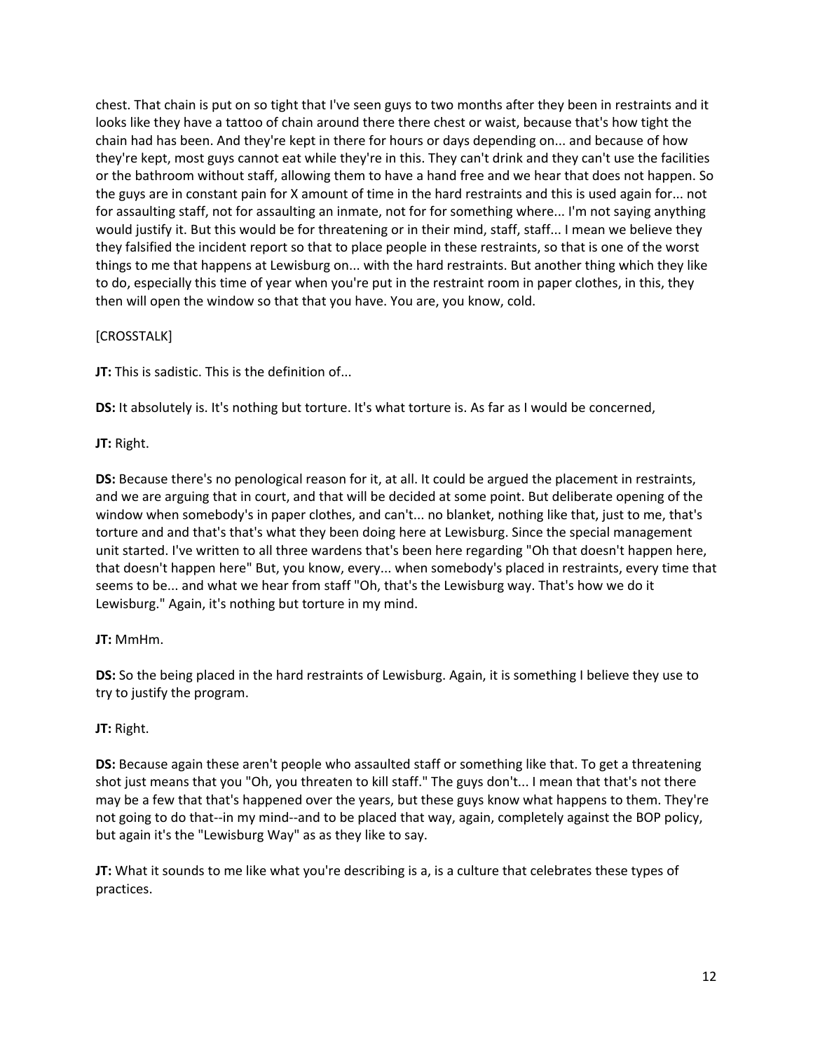chest. That chain is put on so tight that I've seen guys to two months after they been in restraints and it looks like they have a tattoo of chain around there there chest or waist, because that's how tight the chain had has been. And they're kept in there for hours or days depending on... and because of how they're kept, most guys cannot eat while they're in this. They can't drink and they can't use the facilities or the bathroom without staff, allowing them to have a hand free and we hear that does not happen. So the guys are in constant pain for X amount of time in the hard restraints and this is used again for... not for assaulting staff, not for assaulting an inmate, not for for something where... I'm not saying anything would justify it. But this would be for threatening or in their mind, staff, staff... I mean we believe they they falsified the incident report so that to place people in these restraints, so that is one of the worst things to me that happens at Lewisburg on... with the hard restraints. But another thing which they like to do, especially this time of year when you're put in the restraint room in paper clothes, in this, they then will open the window so that that you have. You are, you know, cold.

[CROSSTALK]

**JT:** This is sadistic. This is the definition of...

**DS:** It absolutely is. It's nothing but torture. It's what torture is. As far as I would be concerned,

**JT:** Right.

**DS:** Because there's no penological reason for it, at all. It could be argued the placement in restraints, and we are arguing that in court, and that will be decided at some point. But deliberate opening of the window when somebody's in paper clothes, and can't... no blanket, nothing like that, just to me, that's torture and and that's that's what they been doing here at Lewisburg. Since the special management unit started. I've written to all three wardens that's been here regarding "Oh that doesn't happen here, that doesn't happen here" But, you know, every... when somebody's placed in restraints, every time that seems to be... and what we hear from staff "Oh, that's the Lewisburg way. That's how we do it Lewisburg." Again, it's nothing but torture in my mind.

**JT:** MmHm.

**DS:** So the being placed in the hard restraints of Lewisburg. Again, it is something I believe they use to try to justify the program.

**JT:** Right.

**DS:** Because again these aren't people who assaulted staff or something like that. To get a threatening shot just means that you "Oh, you threaten to kill staff." The guys don't... I mean that that's not there may be a few that that's happened over the years, but these guys know what happens to them. They're not going to do that--in my mind--and to be placed that way, again, completely against the BOP policy, but again it's the "Lewisburg Way" as as they like to say.

**JT:** What it sounds to me like what you're describing is a, is a culture that celebrates these types of practices.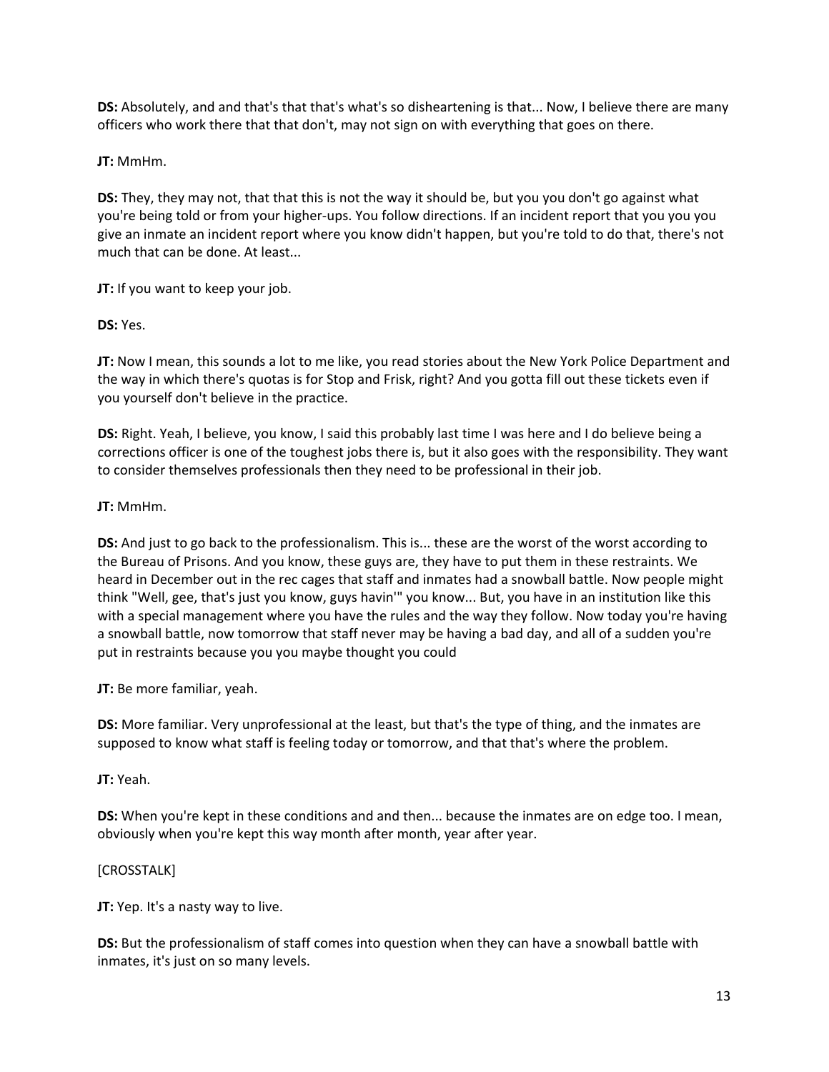**DS:** Absolutely, and and that's that that's what's so disheartening is that... Now, I believe there are many officers who work there that that don't, may not sign on with everything that goes on there.

**JT:** MmHm.

**DS:** They, they may not, that that this is not the way it should be, but you you don't go against what you're being told or from your higher-ups. You follow directions. If an incident report that you you you give an inmate an incident report where you know didn't happen, but you're told to do that, there's not much that can be done. At least...

**JT:** If you want to keep your job.

**DS:** Yes.

**JT:** Now I mean, this sounds a lot to me like, you read stories about the New York Police Department and the way in which there's quotas is for Stop and Frisk, right? And you gotta fill out these tickets even if you yourself don't believe in the practice.

**DS:** Right. Yeah, I believe, you know, I said this probably last time I was here and I do believe being a corrections officer is one of the toughest jobs there is, but it also goes with the responsibility. They want to consider themselves professionals then they need to be professional in their job.

**JT:** MmHm.

**DS:** And just to go back to the professionalism. This is... these are the worst of the worst according to the Bureau of Prisons. And you know, these guys are, they have to put them in these restraints. We heard in December out in the rec cages that staff and inmates had a snowball battle. Now people might think "Well, gee, that's just you know, guys havin'" you know... But, you have in an institution like this with a special management where you have the rules and the way they follow. Now today you're having a snowball battle, now tomorrow that staff never may be having a bad day, and all of a sudden you're put in restraints because you you maybe thought you could

**JT:** Be more familiar, yeah.

**DS:** More familiar. Very unprofessional at the least, but that's the type of thing, and the inmates are supposed to know what staff is feeling today or tomorrow, and that that's where the problem.

**JT:** Yeah.

**DS:** When you're kept in these conditions and and then... because the inmates are on edge too. I mean, obviously when you're kept this way month after month, year after year.

[CROSSTALK]

**JT:** Yep. It's a nasty way to live.

**DS:** But the professionalism of staff comes into question when they can have a snowball battle with inmates, it's just on so many levels.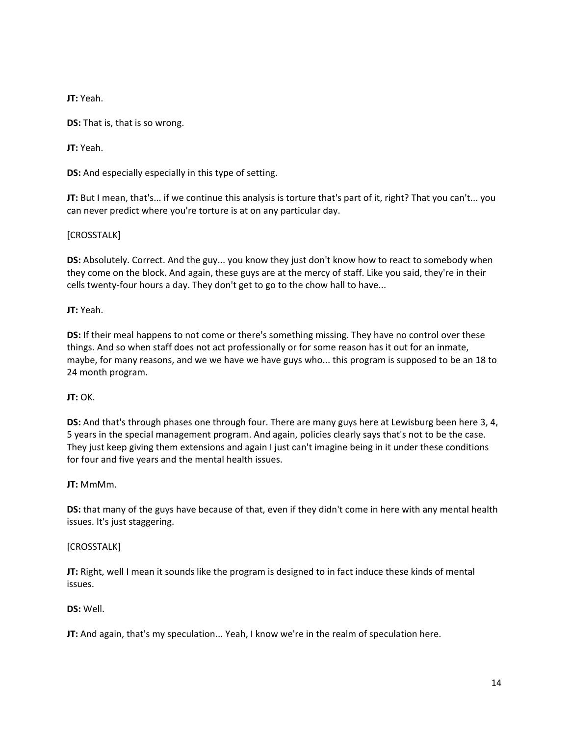**JT:** Yeah.

**DS:** That is, that is so wrong.

**JT:** Yeah.

**DS:** And especially especially in this type of setting.

**JT:** But I mean, that's... if we continue this analysis is torture that's part of it, right? That you can't... you can never predict where you're torture is at on any particular day.

[CROSSTALK]

**DS:** Absolutely. Correct. And the guy... you know they just don't know how to react to somebody when they come on the block. And again, these guys are at the mercy of staff. Like you said, they're in their cells twenty-four hours a day. They don't get to go to the chow hall to have...

**JT:** Yeah.

**DS:** If their meal happens to not come or there's something missing. They have no control over these things. And so when staff does not act professionally or for some reason has it out for an inmate, maybe, for many reasons, and we we have we have guys who... this program is supposed to be an 18 to 24 month program.

**JT:** OK.

**DS:** And that's through phases one through four. There are many guys here at Lewisburg been here 3, 4, 5 years in the special management program. And again, policies clearly says that's not to be the case. They just keep giving them extensions and again I just can't imagine being in it under these conditions for four and five years and the mental health issues.

**JT:** MmMm.

**DS:** that many of the guys have because of that, even if they didn't come in here with any mental health issues. It's just staggering.

[CROSSTALK]

**JT:** Right, well I mean it sounds like the program is designed to in fact induce these kinds of mental issues.

**DS:** Well.

**JT:** And again, that's my speculation... Yeah, I know we're in the realm of speculation here.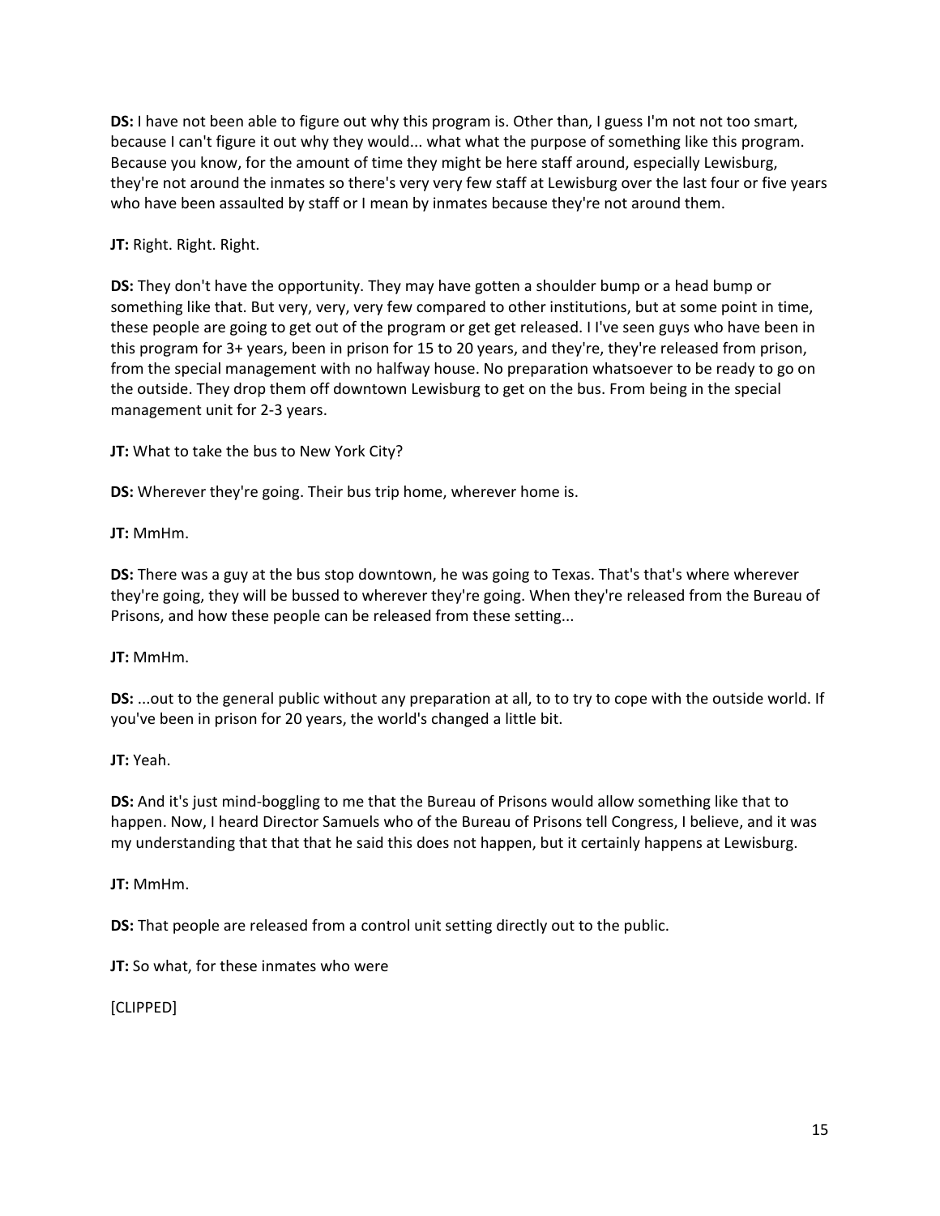**DS:** I have not been able to figure out why this program is. Other than, I guess I'm not not too smart, because I can't figure it out why they would... what what the purpose of something like this program. Because you know, for the amount of time they might be here staff around, especially Lewisburg, they're not around the inmates so there's very very few staff at Lewisburg over the last four or five years who have been assaulted by staff or I mean by inmates because they're not around them.

**JT:** Right. Right. Right.

**DS:** They don't have the opportunity. They may have gotten a shoulder bump or a head bump or something like that. But very, very, very few compared to other institutions, but at some point in time, these people are going to get out of the program or get get released. I I've seen guys who have been in this program for 3+ years, been in prison for 15 to 20 years, and they're, they're released from prison, from the special management with no halfway house. No preparation whatsoever to be ready to go on the outside. They drop them off downtown Lewisburg to get on the bus. From being in the special management unit for 2-3 years.

**JT:** What to take the bus to New York City?

**DS:** Wherever they're going. Their bus trip home, wherever home is.

**JT:** MmHm.

**DS:** There was a guy at the bus stop downtown, he was going to Texas. That's that's where wherever they're going, they will be bussed to wherever they're going. When they're released from the Bureau of Prisons, and how these people can be released from these setting...

**JT:** MmHm.

**DS:** ...out to the general public without any preparation at all, to to try to cope with the outside world. If you've been in prison for 20 years, the world's changed a little bit.

**JT:** Yeah.

**DS:** And it's just mind-boggling to me that the Bureau of Prisons would allow something like that to happen. Now, I heard Director Samuels who of the Bureau of Prisons tell Congress, I believe, and it was my understanding that that that he said this does not happen, but it certainly happens at Lewisburg.

**JT:** MmHm.

**DS:** That people are released from a control unit setting directly out to the public.

**JT:** So what, for these inmates who were

[CLIPPED]